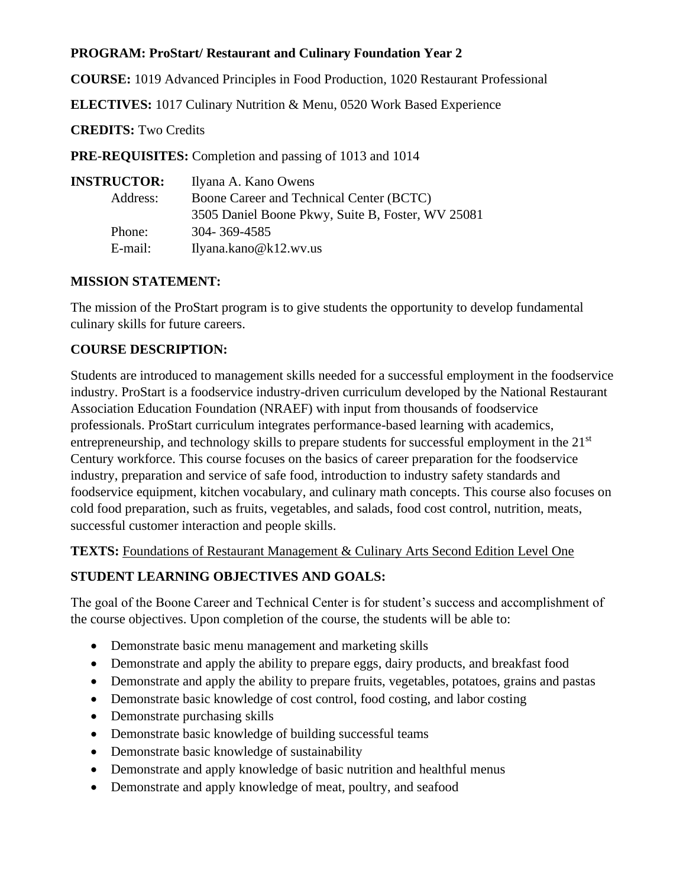**PROGRAM: ProStart/ Restaurant and Culinary Foundation Year 2**

**COURSE:** 1019 Advanced Principles in Food Production, 1020 Restaurant Professional

**ELECTIVES:** 1017 Culinary Nutrition & Menu, 0520 Work Based Experience

**CREDITS:** Two Credits

**PRE-REQUISITES:** Completion and passing of 1013 and 1014

**INSTRUCTOR:** Ilyana A. Kano Owens

Address: Boone Career and Technical Center (BCTC)
3505 Daniel Boone Pkwy, Suite B, Foster, WV 25081

Phone: 304- 369-4585

E-mail: Ilyana.kano@k12.wv.us

## MISSION STATEMENT:

The mission of the ProStart program is to give students the opportunity to develop fundamental culinary skills for future careers.

## COURSE DESCRIPTION:

Students are introduced to management skills needed for a successful employment in the foodservice industry. ProStart is a foodservice industry-driven curriculum developed by the National Restaurant Association Education Foundation (NRAEF) with input from thousands of foodservice professionals. ProStart curriculum integrates performance-based learning with academics, entrepreneurship, and technology skills to prepare students for successful employment in the 21st Century workforce. This course focuses on the basics of career preparation for the foodservice industry, preparation and service of safe food, introduction to industry safety standards and foodservice equipment, kitchen vocabulary, and culinary math concepts. This course also focuses on cold food preparation, such as fruits, vegetables, and salads, food cost control, nutrition, meats, successful customer interaction and people skills.

**TEXTS:** Foundations of Restaurant Management & Culinary Arts Second Edition Level One

## STUDENT LEARNING OBJECTIVES AND GOALS:

The goal of the Boone Career and Technical Center is for student's success and accomplishment of the course objectives. Upon completion of the course, the students will be able to:

- Demonstrate basic menu management and marketing skills
- Demonstrate and apply the ability to prepare eggs, dairy products, and breakfast food
- Demonstrate and apply the ability to prepare fruits, vegetables, potatoes, grains and pastas
- Demonstrate basic knowledge of cost control, food costing, and labor costing
- Demonstrate purchasing skills
- Demonstrate basic knowledge of building successful teams
- Demonstrate basic knowledge of sustainability
- Demonstrate and apply knowledge of basic nutrition and healthful menus
- Demonstrate and apply knowledge of meat, poultry, and seafood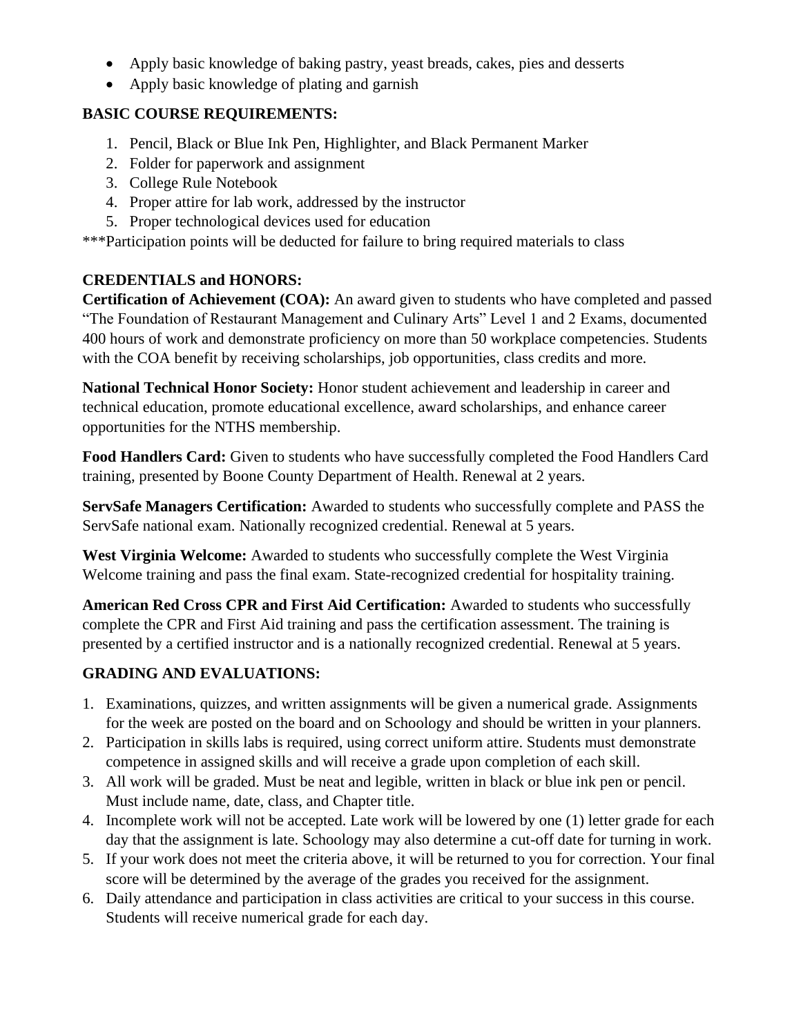- Apply basic knowledge of baking pastry, yeast breads, cakes, pies and desserts
- Apply basic knowledge of plating and garnish

**BASIC COURSE REQUIREMENTS:**

1. Pencil, Black or Blue Ink Pen, Highlighter, and Black Permanent Marker
2. Folder for paperwork and assignment
3. College Rule Notebook
4. Proper attire for lab work, addressed by the instructor
5. Proper technological devices used for education

***Participation points will be deducted for failure to bring required materials to class

**CREDENTIALS and HONORS:**

**Certification of Achievement (COA):** An award given to students who have completed and passed "The Foundation of Restaurant Management and Culinary Arts" Level 1 and 2 Exams, documented 400 hours of work and demonstrate proficiency on more than 50 workplace competencies. Students with the COA benefit by receiving scholarships, job opportunities, class credits and more.

**National Technical Honor Society:** Honor student achievement and leadership in career and technical education, promote educational excellence, award scholarships, and enhance career opportunities for the NTHS membership.

**Food Handlers Card:** Given to students who have successfully completed the Food Handlers Card training, presented by Boone County Department of Health. Renewal at 2 years.

**ServSafe Managers Certification:** Awarded to students who successfully complete and PASS the ServSafe national exam. Nationally recognized credential. Renewal at 5 years.

**West Virginia Welcome:** Awarded to students who successfully complete the West Virginia Welcome training and pass the final exam. State-recognized credential for hospitality training.

**American Red Cross CPR and First Aid Certification:** Awarded to students who successfully complete the CPR and First Aid training and pass the certification assessment. The training is presented by a certified instructor and is a nationally recognized credential. Renewal at 5 years.

**GRADING AND EVALUATIONS:**

1. Examinations, quizzes, and written assignments will be given a numerical grade. Assignments for the week are posted on the board and on Schoology and should be written in your planners.
2. Participation in skills labs is required, using correct uniform attire. Students must demonstrate competence in assigned skills and will receive a grade upon completion of each skill.
3. All work will be graded. Must be neat and legible, written in black or blue ink pen or pencil. Must include name, date, class, and Chapter title.
4. Incomplete work will not be accepted. Late work will be lowered by one (1) letter grade for each day that the assignment is late. Schoology may also determine a cut-off date for turning in work.
5. If your work does not meet the criteria above, it will be returned to you for correction. Your final score will be determined by the average of the grades you received for the assignment.
6. Daily attendance and participation in class activities are critical to your success in this course. Students will receive numerical grade for each day.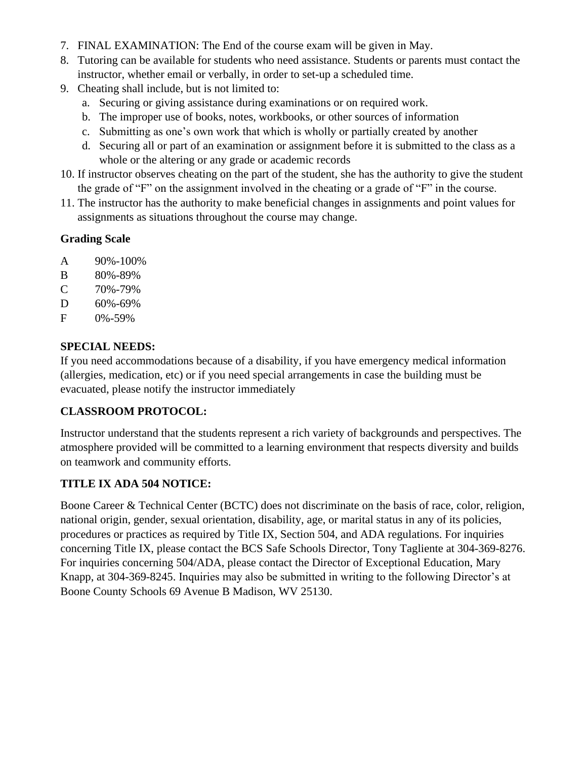7. FINAL EXAMINATION: The End of the course exam will be given in May.
8. Tutoring can be available for students who need assistance. Students or parents must contact the instructor, whether email or verbally, in order to set-up a scheduled time.
9. Cheating shall include, but is not limited to:
   a. Securing or giving assistance during examinations or on required work.
   b. The improper use of books, notes, workbooks, or other sources of information
   c. Submitting as one's own work that which is wholly or partially created by another
   d. Securing all or part of an examination or assignment before it is submitted to the class as a whole or the altering or any grade or academic records
10. If instructor observes cheating on the part of the student, she has the authority to give the student the grade of "F" on the assignment involved in the cheating or a grade of "F" in the course.
11. The instructor has the authority to make beneficial changes in assignments and point values for assignments as situations throughout the course may change.

**Grading Scale**

| | |
|---|---|
| A | 90%-100% |
| B | 80%-89% |
| C | 70%-79% |
| D | 60%-69% |
| F | 0%-59% |

**SPECIAL NEEDS:**

If you need accommodations because of a disability, if you have emergency medical information (allergies, medication, etc) or if you need special arrangements in case the building must be evacuated, please notify the instructor immediately

**CLASSROOM PROTOCOL:**

Instructor understand that the students represent a rich variety of backgrounds and perspectives. The atmosphere provided will be committed to a learning environment that respects diversity and builds on teamwork and community efforts.

**TITLE IX ADA 504 NOTICE:**

Boone Career & Technical Center (BCTC) does not discriminate on the basis of race, color, religion, national origin, gender, sexual orientation, disability, age, or marital status in any of its policies, procedures or practices as required by Title IX, Section 504, and ADA regulations. For inquiries concerning Title IX, please contact the BCS Safe Schools Director, Tony Tagliente at 304-369-8276. For inquiries concerning 504/ADA, please contact the Director of Exceptional Education, Mary Knapp, at 304-369-8245. Inquiries may also be submitted in writing to the following Director's at Boone County Schools 69 Avenue B Madison, WV 25130.